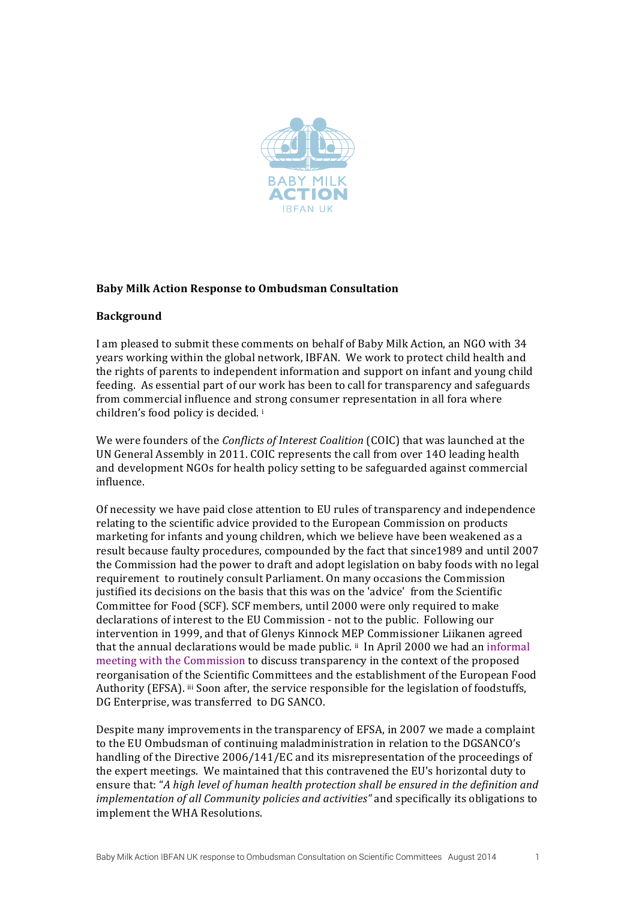**Baby Milk Action Response to Ombudsman Consultation**

**Background**

I am pleased to submit these comments on behalf of Baby Milk Action, an NGO with 34 years working within the global network, IBFAN. We work to protect child health and the rights of parents to independent information and support on infant and young child feeding. As essential part of our work has been to call for transparency and safeguards from commercial influence and strong consumer representation in all fora where children's food policy is decided. [i]

We were founders of the *Conflicts of Interest Coalition* (COIC) that was launched at the UN General Assembly in 2011. COIC represents the call from over 140 leading health and development NGOs for health policy setting to be safeguarded against commercial influence.

Of necessity we have paid close attention to EU rules of transparency and independence relating to the scientific advice provided to the European Commission on products marketing for infants and young children, which we believe have been weakened as a result because faulty procedures, compounded by the fact that since1989 and until 2007 the Commission had the power to draft and adopt legislation on baby foods with no legal requirement to routinely consult Parliament. On many occasions the Commission justified its decisions on the basis that this was on the 'advice' from the Scientific Committee for Food (SCF). SCF members, until 2000 were only required to make declarations of interest to the EU Commission - not to the public. Following our intervention in 1999, and that of Glenys Kinnock MEP Commissioner Liikanen agreed that the annual declarations would be made public. [ii] In April 2000 we had an informal meeting with the Commission to discuss transparency in the context of the proposed reorganisation of the Scientific Committees and the establishment of the European Food Authority (EFSA). [iii] Soon after, the service responsible for the legislation of foodstuffs, DG Enterprise, was transferred to DG SANCO.

Despite many improvements in the transparency of EFSA, in 2007 we made a complaint to the EU Ombudsman of continuing maladministration in relation to the DGSANCO's handling of the Directive 2006/141/EC and its misrepresentation of the proceedings of the expert meetings. We maintained that this contravened the EU's horizontal duty to ensure that: "*A high level of human health protection shall be ensured in the definition and implementation of all Community policies and activities"* and specifically its obligations to implement the WHA Resolutions.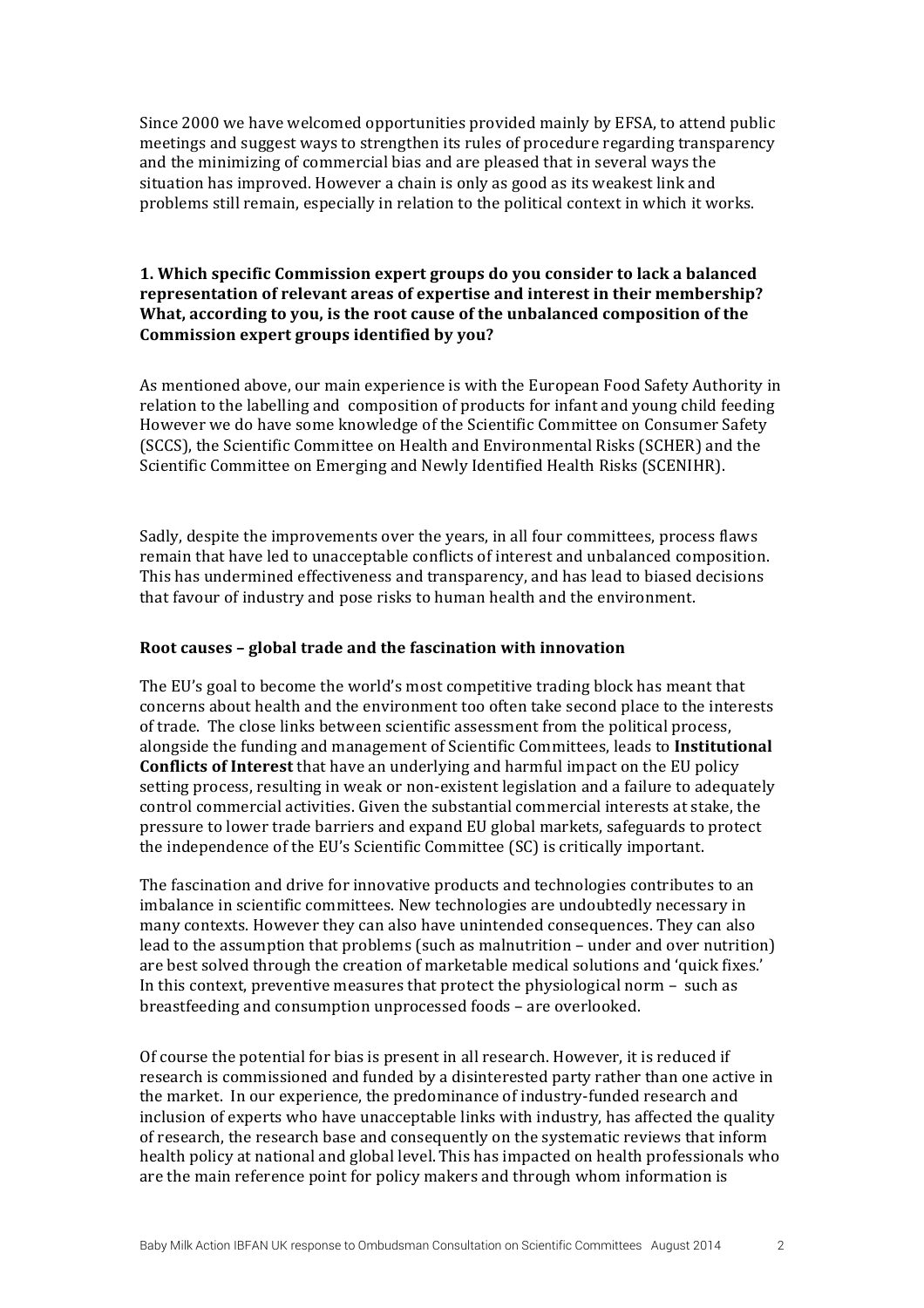Since 2000 we have welcomed opportunities provided mainly by EFSA, to attend public meetings and suggest ways to strengthen its rules of procedure regarding transparency and the minimizing of commercial bias and are pleased that in several ways the situation has improved. However a chain is only as good as its weakest link and problems still remain, especially in relation to the political context in which it works.

**1. Which specific Commission expert groups do you consider to lack a balanced representation of relevant areas of expertise and interest in their membership? What, according to you, is the root cause of the unbalanced composition of the Commission expert groups identified by you?**

As mentioned above, our main experience is with the European Food Safety Authority in relation to the labelling and composition of products for infant and young child feeding However we do have some knowledge of the Scientific Committee on Consumer Safety (SCCS), the Scientific Committee on Health and Environmental Risks (SCHER) and the Scientific Committee on Emerging and Newly Identified Health Risks (SCENIHR).

Sadly, despite the improvements over the years, in all four committees, process flaws remain that have led to unacceptable conflicts of interest and unbalanced composition. This has undermined effectiveness and transparency, and has lead to biased decisions that favour of industry and pose risks to human health and the environment.

**Root causes – global trade and the fascination with innovation**

The EU's goal to become the world's most competitive trading block has meant that concerns about health and the environment too often take second place to the interests of trade. The close links between scientific assessment from the political process, alongside the funding and management of Scientific Committees, leads to **Institutional Conflicts of Interest** that have an underlying and harmful impact on the EU policy setting process, resulting in weak or non-existent legislation and a failure to adequately control commercial activities. Given the substantial commercial interests at stake, the pressure to lower trade barriers and expand EU global markets, safeguards to protect the independence of the EU's Scientific Committee (SC) is critically important.

The fascination and drive for innovative products and technologies contributes to an imbalance in scientific committees. New technologies are undoubtedly necessary in many contexts. However they can also have unintended consequences. They can also lead to the assumption that problems (such as malnutrition – under and over nutrition) are best solved through the creation of marketable medical solutions and 'quick fixes.' In this context, preventive measures that protect the physiological norm – such as breastfeeding and consumption unprocessed foods – are overlooked.

Of course the potential for bias is present in all research. However, it is reduced if research is commissioned and funded by a disinterested party rather than one active in the market. In our experience, the predominance of industry-funded research and inclusion of experts who have unacceptable links with industry, has affected the quality of research, the research base and consequently on the systematic reviews that inform health policy at national and global level. This has impacted on health professionals who are the main reference point for policy makers and through whom information is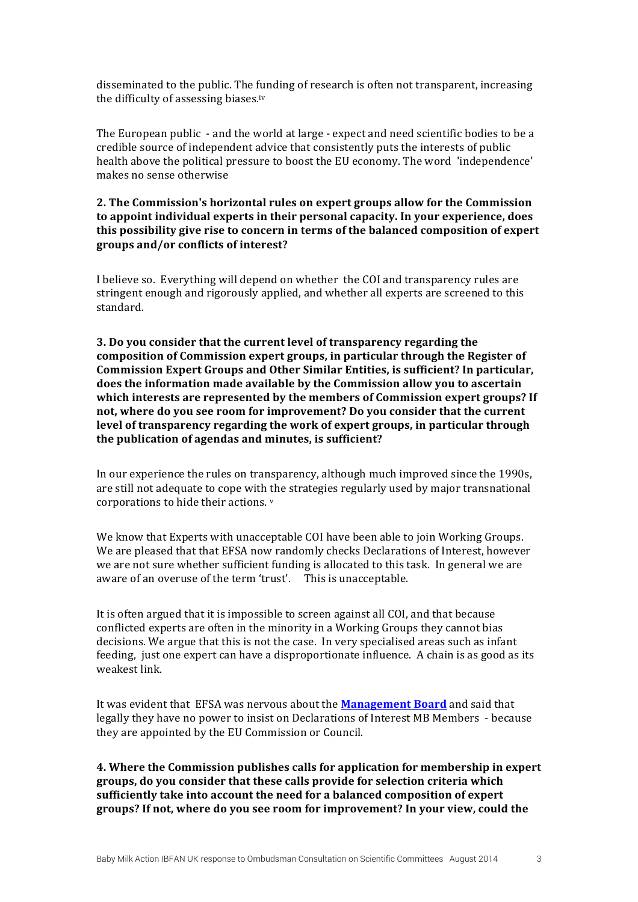disseminated to the public. The funding of research is often not transparent, increasing the difficulty of assessing biases.[iv]

The European public - and the world at large - expect and need scientific bodies to be a credible source of independent advice that consistently puts the interests of public health above the political pressure to boost the EU economy. The word 'independence' makes no sense otherwise

**2. The Commission's horizontal rules on expert groups allow for the Commission to appoint individual experts in their personal capacity. In your experience, does this possibility give rise to concern in terms of the balanced composition of expert groups and/or conflicts of interest?**

I believe so. Everything will depend on whether the COI and transparency rules are stringent enough and rigorously applied, and whether all experts are screened to this standard.

**3. Do you consider that the current level of transparency regarding the composition of Commission expert groups, in particular through the Register of Commission Expert Groups and Other Similar Entities, is sufficient? In particular, does the information made available by the Commission allow you to ascertain which interests are represented by the members of Commission expert groups? If not, where do you see room for improvement? Do you consider that the current level of transparency regarding the work of expert groups, in particular through the publication of agendas and minutes, is sufficient?**

In our experience the rules on transparency, although much improved since the 1990s, are still not adequate to cope with the strategies regularly used by major transnational corporations to hide their actions. [v]

We know that Experts with unacceptable COI have been able to join Working Groups. We are pleased that that EFSA now randomly checks Declarations of Interest, however we are not sure whether sufficient funding is allocated to this task. In general we are aware of an overuse of the term 'trust'. This is unacceptable.

It is often argued that it is impossible to screen against all COI, and that because conflicted experts are often in the minority in a Working Groups they cannot bias decisions. We argue that this is not the case. In very specialised areas such as infant feeding, just one expert can have a disproportionate influence. A chain is as good as its weakest link.

It was evident that EFSA was nervous about the **Management Board** and said that legally they have no power to insist on Declarations of Interest MB Members - because they are appointed by the EU Commission or Council.

**4. Where the Commission publishes calls for application for membership in expert groups, do you consider that these calls provide for selection criteria which sufficiently take into account the need for a balanced composition of expert groups? If not, where do you see room for improvement? In your view, could the**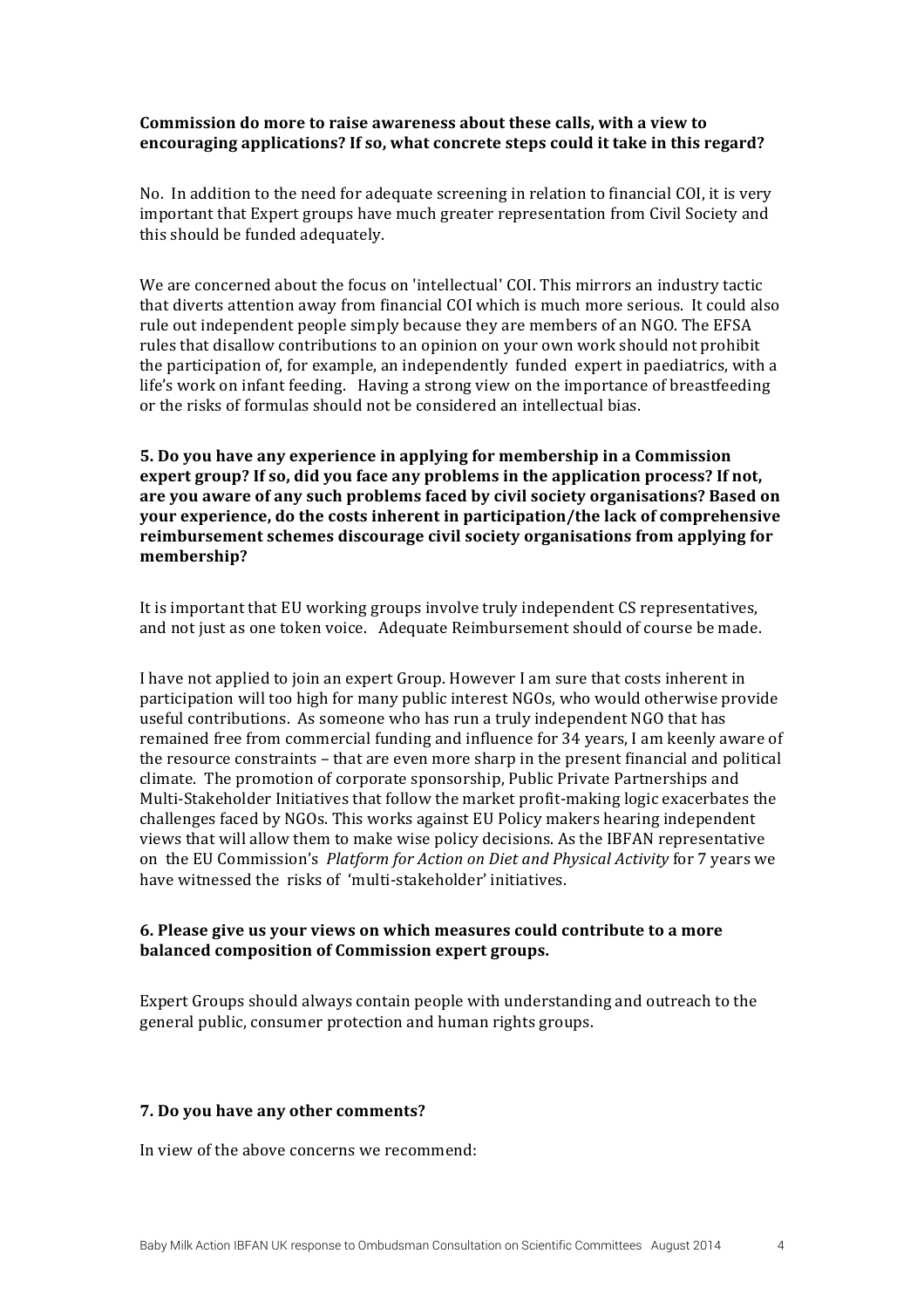**Commission do more to raise awareness about these calls, with a view to encouraging applications? If so, what concrete steps could it take in this regard?**

No. In addition to the need for adequate screening in relation to financial COI, it is very important that Expert groups have much greater representation from Civil Society and this should be funded adequately.

We are concerned about the focus on 'intellectual' COI. This mirrors an industry tactic that diverts attention away from financial COI which is much more serious. It could also rule out independent people simply because they are members of an NGO. The EFSA rules that disallow contributions to an opinion on your own work should not prohibit the participation of, for example, an independently funded expert in paediatrics, with a life's work on infant feeding. Having a strong view on the importance of breastfeeding or the risks of formulas should not be considered an intellectual bias.

**5. Do you have any experience in applying for membership in a Commission expert group? If so, did you face any problems in the application process? If not, are you aware of any such problems faced by civil society organisations? Based on your experience, do the costs inherent in participation/the lack of comprehensive reimbursement schemes discourage civil society organisations from applying for membership?**

It is important that EU working groups involve truly independent CS representatives, and not just as one token voice. Adequate Reimbursement should of course be made.

I have not applied to join an expert Group. However I am sure that costs inherent in participation will too high for many public interest NGOs, who would otherwise provide useful contributions. As someone who has run a truly independent NGO that has remained free from commercial funding and influence for 34 years, I am keenly aware of the resource constraints – that are even more sharp in the present financial and political climate. The promotion of corporate sponsorship, Public Private Partnerships and Multi-Stakeholder Initiatives that follow the market profit-making logic exacerbates the challenges faced by NGOs. This works against EU Policy makers hearing independent views that will allow them to make wise policy decisions. As the IBFAN representative on the EU Commission's *Platform for Action on Diet and Physical Activity* for 7 years we have witnessed the risks of 'multi-stakeholder' initiatives.

**6. Please give us your views on which measures could contribute to a more balanced composition of Commission expert groups.**

Expert Groups should always contain people with understanding and outreach to the general public, consumer protection and human rights groups.

**7. Do you have any other comments?**

In view of the above concerns we recommend: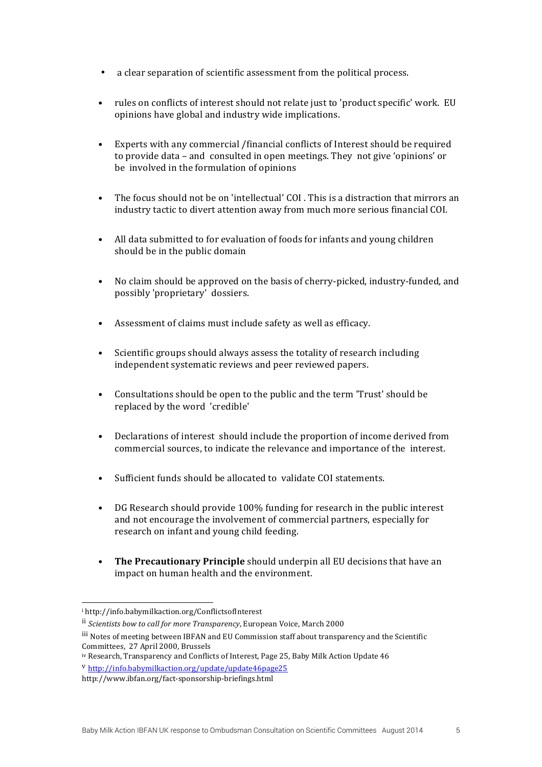- a clear separation of scientific assessment from the political process.

- rules on conflicts of interest should not relate just to 'product specific' work. EU opinions have global and industry wide implications.

- Experts with any commercial /financial conflicts of Interest should be required to provide data – and consulted in open meetings. They not give 'opinions' or be involved in the formulation of opinions

- The focus should not be on 'intellectual' COI . This is a distraction that mirrors an industry tactic to divert attention away from much more serious financial COI.

- All data submitted to for evaluation of foods for infants and young children should be in the public domain

- No claim should be approved on the basis of cherry-picked, industry-funded, and possibly 'proprietary' dossiers.

- Assessment of claims must include safety as well as efficacy.

- Scientific groups should always assess the totality of research including independent systematic reviews and peer reviewed papers.

- Consultations should be open to the public and the term 'Trust' should be replaced by the word 'credible'

- Declarations of interest should include the proportion of income derived from commercial sources, to indicate the relevance and importance of the interest.

- Sufficient funds should be allocated to validate COI statements.

- DG Research should provide 100% funding for research in the public interest and not encourage the involvement of commercial partners, especially for research on infant and young child feeding.

- **The Precautionary Principle** should underpin all EU decisions that have an impact on human health and the environment.

---

[i] http://info.babymilkaction.org/ConflictsofInterest

[ii] *Scientists bow to call for more Transparency*, European Voice, March 2000

[iii] Notes of meeting between IBFAN and EU Commission staff about transparency and the Scientific Committees, 27 April 2000, Brussels

[iv] Research, Transparency and Conflicts of Interest, Page 25, Baby Milk Action Update 46

[v] http://info.babymilkaction.org/update/update46page25

http://www.ibfan.org/fact-sponsorship-briefings.html